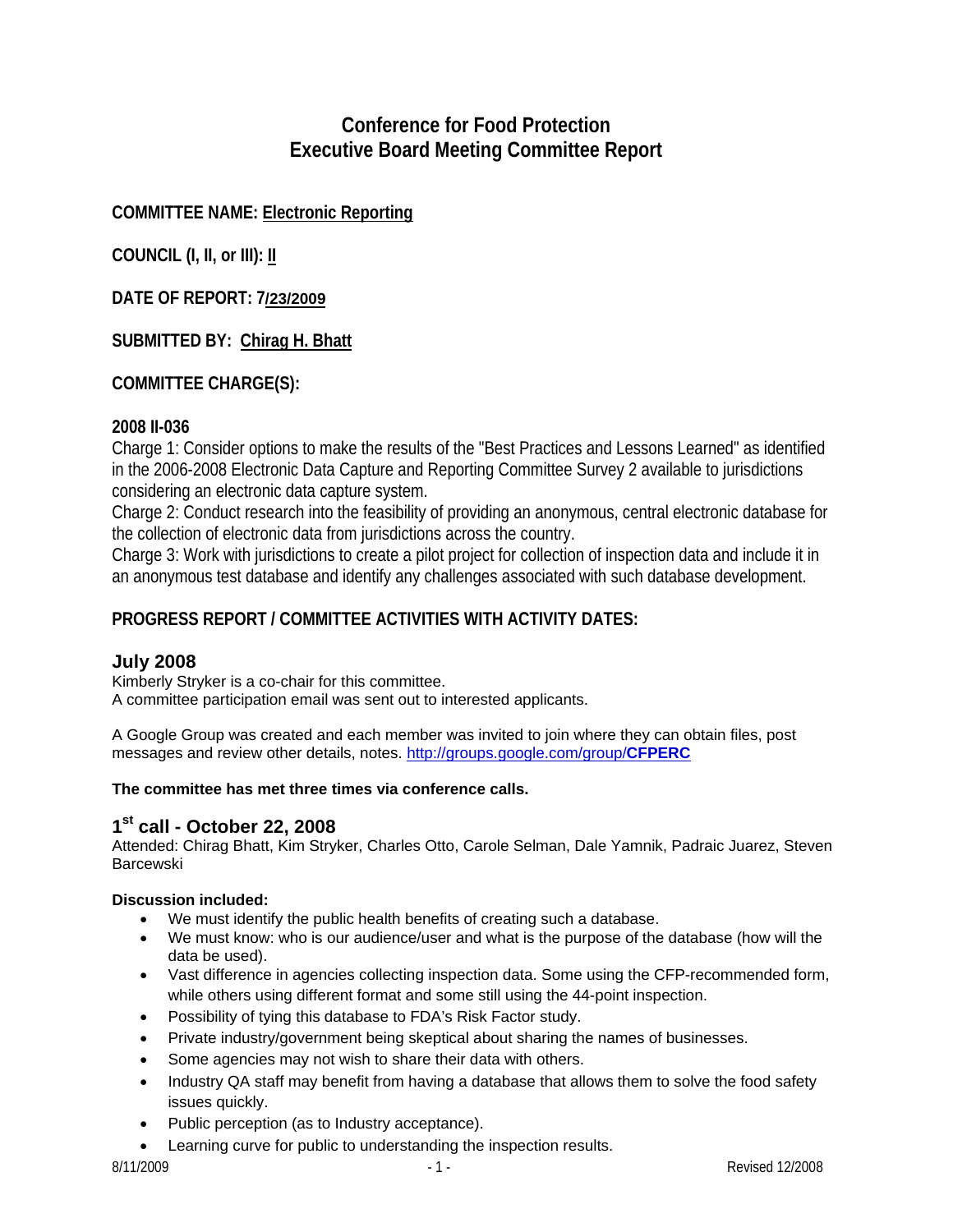# Conference for Food Protection
# Executive Board Meeting Committee Report

**COMMITTEE NAME: Electronic Reporting**

**COUNCIL (I, II, or III): II**

**DATE OF REPORT: 7/23/2009**

**SUBMITTED BY: Chirag H. Bhatt**

**COMMITTEE CHARGE(S):**

**2008 II-036**

Charge 1: Consider options to make the results of the "Best Practices and Lessons Learned" as identified in the 2006-2008 Electronic Data Capture and Reporting Committee Survey 2 available to jurisdictions considering an electronic data capture system.

Charge 2: Conduct research into the feasibility of providing an anonymous, central electronic database for the collection of electronic data from jurisdictions across the country.

Charge 3: Work with jurisdictions to create a pilot project for collection of inspection data and include it in an anonymous test database and identify any challenges associated with such database development.

**PROGRESS REPORT / COMMITTEE ACTIVITIES WITH ACTIVITY DATES:**

## July 2008

Kimberly Stryker is a co-chair for this committee.
A committee participation email was sent out to interested applicants.

A Google Group was created and each member was invited to join where they can obtain files, post messages and review other details, notes. http://groups.google.com/group/CFPERC

**The committee has met three times via conference calls.**

## 1st call - October 22, 2008

Attended: Chirag Bhatt, Kim Stryker, Charles Otto, Carole Selman, Dale Yamnik, Padraic Juarez, Steven Barcewski

**Discussion included:**

- We must identify the public health benefits of creating such a database.
- We must know: who is our audience/user and what is the purpose of the database (how will the data be used).
- Vast difference in agencies collecting inspection data. Some using the CFP-recommended form, while others using different format and some still using the 44-point inspection.
- Possibility of tying this database to FDA's Risk Factor study.
- Private industry/government being skeptical about sharing the names of businesses.
- Some agencies may not wish to share their data with others.
- Industry QA staff may benefit from having a database that allows them to solve the food safety issues quickly.
- Public perception (as to Industry acceptance).
- Learning curve for public to understanding the inspection results.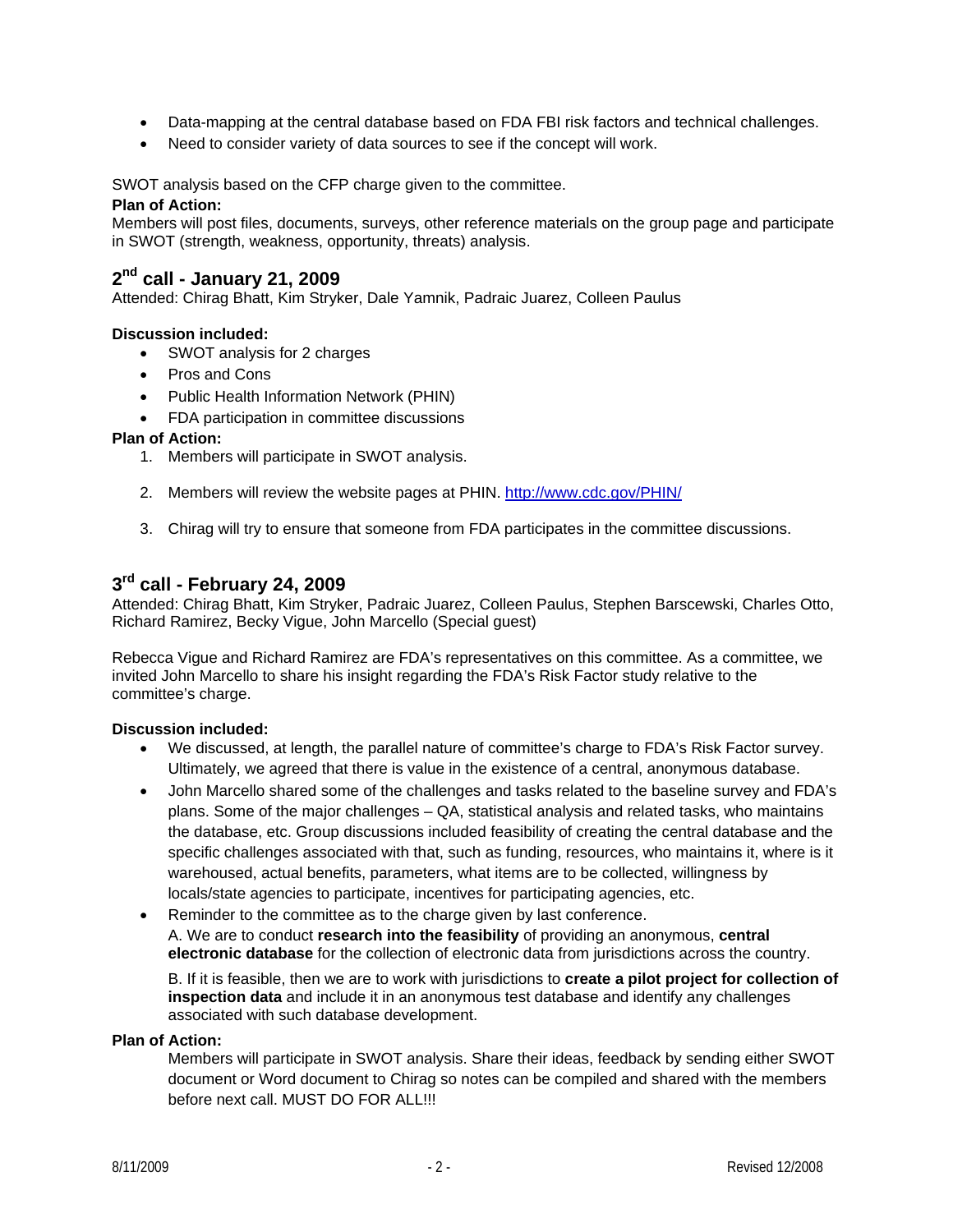- Data-mapping at the central database based on FDA FBI risk factors and technical challenges.
- Need to consider variety of data sources to see if the concept will work.

SWOT analysis based on the CFP charge given to the committee.

**Plan of Action:**

Members will post files, documents, surveys, other reference materials on the group page and participate in SWOT (strength, weakness, opportunity, threats) analysis.

## 2nd call - January 21, 2009

Attended: Chirag Bhatt, Kim Stryker, Dale Yamnik, Padraic Juarez, Colleen Paulus

**Discussion included:**

- SWOT analysis for 2 charges
- Pros and Cons
- Public Health Information Network (PHIN)
- FDA participation in committee discussions

**Plan of Action:**

1. Members will participate in SWOT analysis.
2. Members will review the website pages at PHIN. http://www.cdc.gov/PHIN/
3. Chirag will try to ensure that someone from FDA participates in the committee discussions.

## 3rd call - February 24, 2009

Attended: Chirag Bhatt, Kim Stryker, Padraic Juarez, Colleen Paulus, Stephen Barscewski, Charles Otto, Richard Ramirez, Becky Vigue, John Marcello (Special guest)

Rebecca Vigue and Richard Ramirez are FDA's representatives on this committee. As a committee, we invited John Marcello to share his insight regarding the FDA's Risk Factor study relative to the committee's charge.

**Discussion included:**

- We discussed, at length, the parallel nature of committee's charge to FDA's Risk Factor survey. Ultimately, we agreed that there is value in the existence of a central, anonymous database.
- John Marcello shared some of the challenges and tasks related to the baseline survey and FDA's plans. Some of the major challenges – QA, statistical analysis and related tasks, who maintains the database, etc. Group discussions included feasibility of creating the central database and the specific challenges associated with that, such as funding, resources, who maintains it, where is it warehoused, actual benefits, parameters, what items are to be collected, willingness by locals/state agencies to participate, incentives for participating agencies, etc.
- Reminder to the committee as to the charge given by last conference.

  A. We are to conduct **research into the feasibility** of providing an anonymous, **central electronic database** for the collection of electronic data from jurisdictions across the country.

  B. If it is feasible, then we are to work with jurisdictions to **create a pilot project for collection of inspection data** and include it in an anonymous test database and identify any challenges associated with such database development.

**Plan of Action:**

Members will participate in SWOT analysis. Share their ideas, feedback by sending either SWOT document or Word document to Chirag so notes can be compiled and shared with the members before next call. MUST DO FOR ALL!!!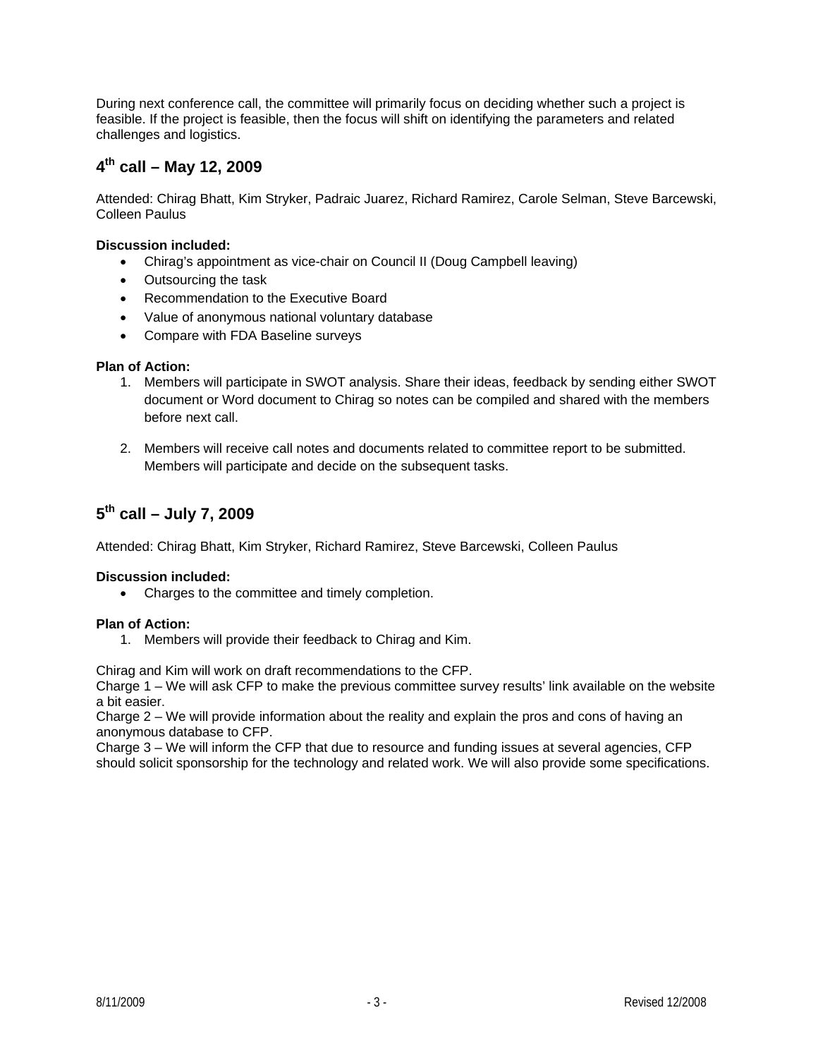During next conference call, the committee will primarily focus on deciding whether such a project is feasible. If the project is feasible, then the focus will shift on identifying the parameters and related challenges and logistics.

## 4th call – May 12, 2009

Attended: Chirag Bhatt, Kim Stryker, Padraic Juarez, Richard Ramirez, Carole Selman, Steve Barcewski, Colleen Paulus

**Discussion included:**

- Chirag's appointment as vice-chair on Council II (Doug Campbell leaving)
- Outsourcing the task
- Recommendation to the Executive Board
- Value of anonymous national voluntary database
- Compare with FDA Baseline surveys

**Plan of Action:**

1. Members will participate in SWOT analysis. Share their ideas, feedback by sending either SWOT document or Word document to Chirag so notes can be compiled and shared with the members before next call.

2. Members will receive call notes and documents related to committee report to be submitted. Members will participate and decide on the subsequent tasks.

## 5th call – July 7, 2009

Attended: Chirag Bhatt, Kim Stryker, Richard Ramirez, Steve Barcewski, Colleen Paulus

**Discussion included:**

- Charges to the committee and timely completion.

**Plan of Action:**

1. Members will provide their feedback to Chirag and Kim.

Chirag and Kim will work on draft recommendations to the CFP.
Charge 1 – We will ask CFP to make the previous committee survey results' link available on the website a bit easier.
Charge 2 – We will provide information about the reality and explain the pros and cons of having an anonymous database to CFP.
Charge 3 – We will inform the CFP that due to resource and funding issues at several agencies, CFP should solicit sponsorship for the technology and related work. We will also provide some specifications.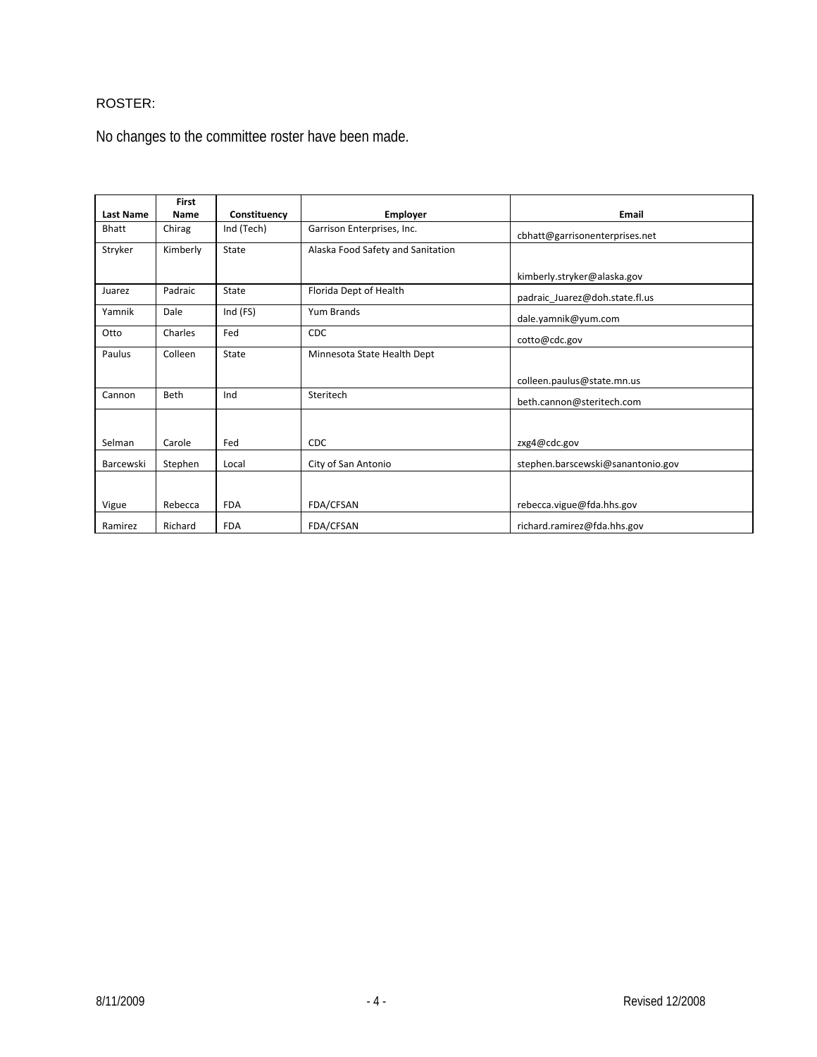ROSTER:

No changes to the committee roster have been made.

| Last Name | First Name | Constituency | Employer | Email |
|---|---|---|---|---|
| Bhatt | Chirag | Ind (Tech) | Garrison Enterprises, Inc. | cbhatt@garrisonenterprises.net |
| Stryker | Kimberly | State | Alaska Food Safety and Sanitation | kimberly.stryker@alaska.gov |
| Juarez | Padraic | State | Florida Dept of Health | padraic_Juarez@doh.state.fl.us |
| Yamnik | Dale | Ind (FS) | Yum Brands | dale.yamnik@yum.com |
| Otto | Charles | Fed | CDC | cotto@cdc.gov |
| Paulus | Colleen | State | Minnesota State Health Dept | colleen.paulus@state.mn.us |
| Cannon | Beth | Ind | Steritech | beth.cannon@steritech.com |
| Selman | Carole | Fed | CDC | zxg4@cdc.gov |
| Barcewski | Stephen | Local | City of San Antonio | stephen.barscewski@sanantonio.gov |
| Vigue | Rebecca | FDA | FDA/CFSAN | rebecca.vigue@fda.hhs.gov |
| Ramirez | Richard | FDA | FDA/CFSAN | richard.ramirez@fda.hhs.gov |